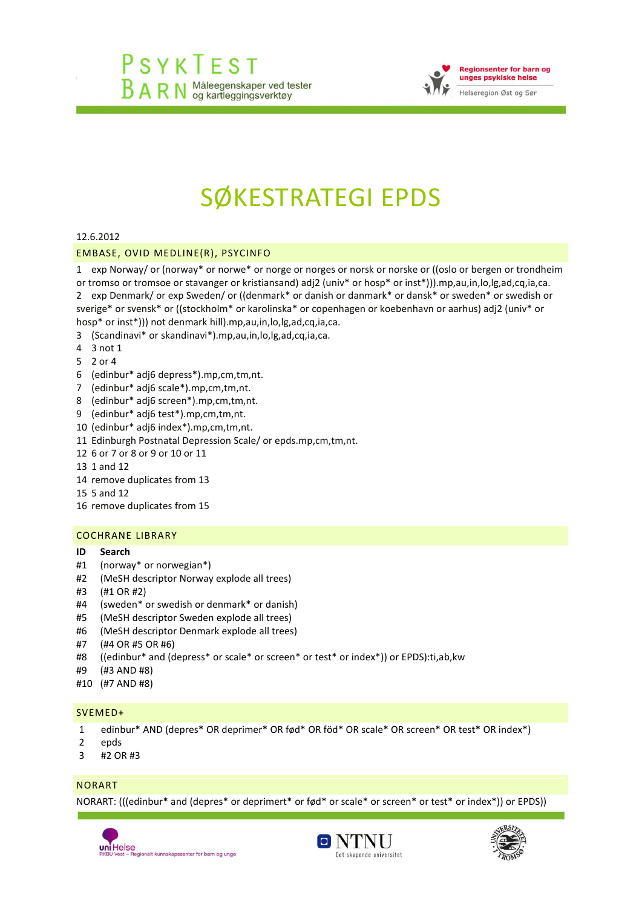# SØKESTRATEGI EPDS

12.6.2012

## EMBASE, OVID MEDLINE(R), PSYCINFO

1 exp Norway/ or (norway* or norwe* or norge or norges or norsk or norske or ((oslo or bergen or trondheim or tromso or tromsoe or stavanger or kristiansand) adj2 (univ* or hosp* or inst*))).mp,au,in,lo,lg,ad,cq,ia,ca.
2 exp Denmark/ or exp Sweden/ or ((denmark* or danish or danmark* or dansk* or sweden* or swedish or sverige* or svensk* or ((stockholm* or karolinska* or copenhagen or koebenhavn or aarhus) adj2 (univ* or hosp* or inst*))) not denmark hill).mp,au,in,lo,lg,ad,cq,ia,ca.
3 (Scandinavi* or skandinavi*).mp,au,in,lo,lg,ad,cq,ia,ca.
4 3 not 1
5 2 or 4
6 (edinbur* adj6 depress*).mp,cm,tm,nt.
7 (edinbur* adj6 scale*).mp,cm,tm,nt.
8 (edinbur* adj6 screen*).mp,cm,tm,nt.
9 (edinbur* adj6 test*).mp,cm,tm,nt.
10 (edinbur* adj6 index*).mp,cm,tm,nt.
11 Edinburgh Postnatal Depression Scale/ or epds.mp,cm,tm,nt.
12 6 or 7 or 8 or 9 or 10 or 11
13 1 and 12
14 remove duplicates from 13
15 5 and 12
16 remove duplicates from 15

## COCHRANE LIBRARY

| ID | Search |
|---|---|
| #1 | (norway* or norwegian*) |
| #2 | (MeSH descriptor Norway explode all trees) |
| #3 | (#1 OR #2) |
| #4 | (sweden* or swedish or denmark* or danish) |
| #5 | (MeSH descriptor Sweden explode all trees) |
| #6 | (MeSH descriptor Denmark explode all trees) |
| #7 | (#4 OR #5 OR #6) |
| #8 | ((edinbur* and (depress* or scale* or screen* or test* or index*)) or EPDS):ti,ab,kw |
| #9 | (#3 AND #8) |
| #10 | (#7 AND #8) |

## SVEMED+

1 edinbur* AND (depres* OR deprimer* OR fød* OR föd* OR scale* OR screen* OR test* OR index*)
2 epds
3 #2 OR #3

## NORART

NORART: (((edinbur* and (depres* or deprimert* or fød* or scale* or screen* or test* or index*)) or EPDS))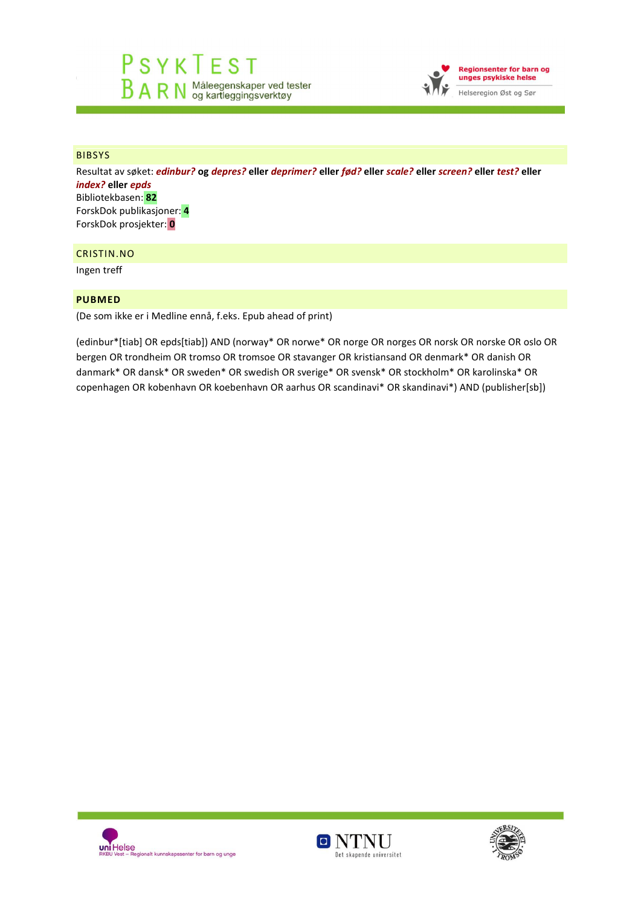## BIBSYS

Resultat av søket: ***edinbur?*** **og** ***depres?*** **eller** ***deprimer?*** **eller** ***fød?*** **eller** ***scale?*** **eller** ***screen?*** **eller** ***test?*** **eller** ***index?*** **eller** ***epds***

Bibliotekbasen: **82**

ForskDok publikasjoner: **4**

ForskDok prosjekter: **0**

## CRISTIN.NO

Ingen treff

## PUBMED

(De som ikke er i Medline ennå, f.eks. Epub ahead of print)

(edinbur*[tiab] OR epds[tiab]) AND (norway* OR norwe* OR norge OR norges OR norsk OR norske OR oslo OR bergen OR trondheim OR tromso OR tromsoe OR stavanger OR kristiansand OR denmark* OR danish OR danmark* OR dansk* OR sweden* OR swedish OR sverige* OR svensk* OR stockholm* OR karolinska* OR copenhagen OR kobenhavn OR koebenhavn OR aarhus OR scandinavi* OR skandinavi*) AND (publisher[sb])